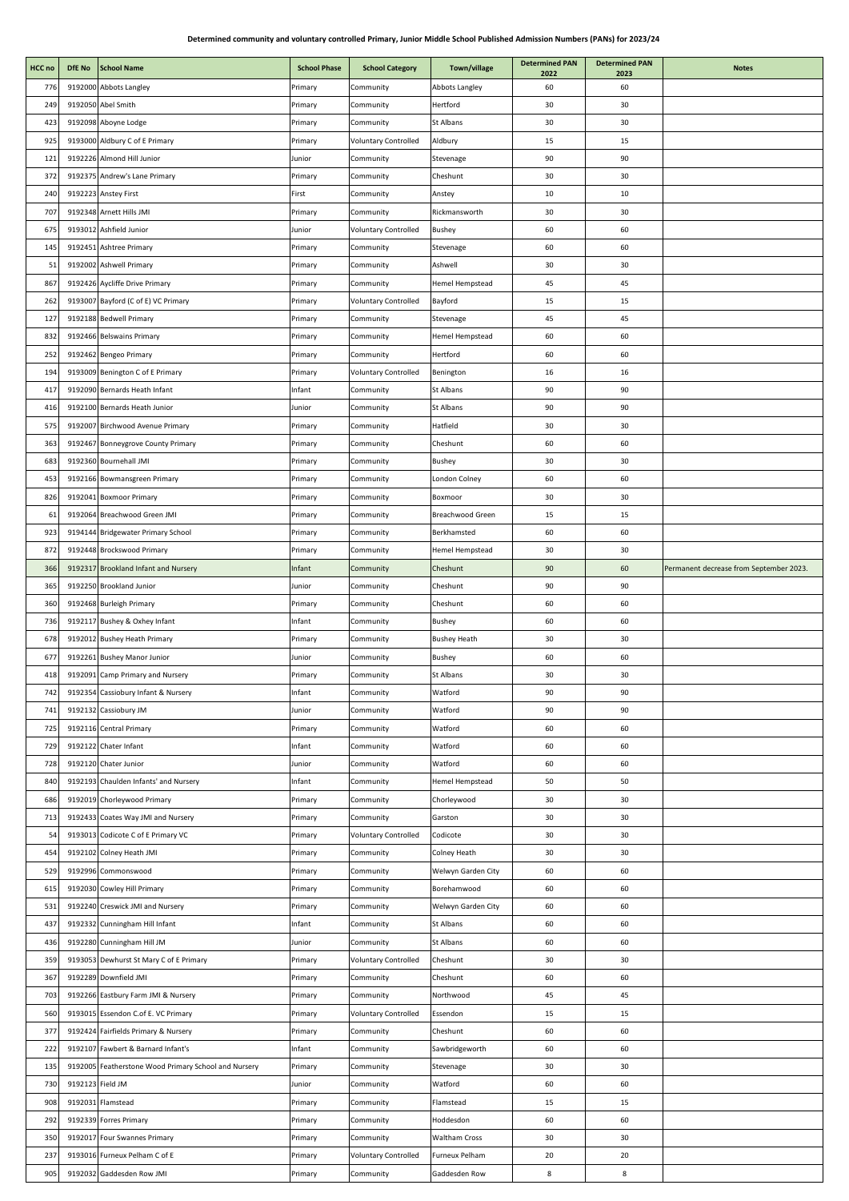**Determined community and voluntary controlled Primary, Junior Middle School Published Admission Numbers (PANs) for 2023/24**

| HCC no | DfE No | School Name | School Phase | School Category | Town/village | Determined PAN 2022 | Determined PAN 2023 | Notes |
|---|---|---|---|---|---|---|---|---|
| 776 | 9192000 | Abbots Langley | Primary | Community | Abbots Langley | 60 | 60 | |
| 249 | 9192050 | Abel Smith | Primary | Community | Hertford | 30 | 30 | |
| 423 | 9192098 | Aboyne Lodge | Primary | Community | St Albans | 30 | 30 | |
| 925 | 9193000 | Aldbury C of E Primary | Primary | Voluntary Controlled | Aldbury | 15 | 15 | |
| 121 | 9192226 | Almond Hill Junior | Junior | Community | Stevenage | 90 | 90 | |
| 372 | 9192375 | Andrew's Lane Primary | Primary | Community | Cheshunt | 30 | 30 | |
| 240 | 9192223 | Anstey First | First | Community | Anstey | 10 | 10 | |
| 707 | 9192348 | Arnett Hills JMI | Primary | Community | Rickmansworth | 30 | 30 | |
| 675 | 9193012 | Ashfield Junior | Junior | Voluntary Controlled | Bushey | 60 | 60 | |
| 145 | 9192451 | Ashtree Primary | Primary | Community | Stevenage | 60 | 60 | |
| 51 | 9192002 | Ashwell Primary | Primary | Community | Ashwell | 30 | 30 | |
| 867 | 9192426 | Aycliffe Drive Primary | Primary | Community | Hemel Hempstead | 45 | 45 | |
| 262 | 9193007 | Bayford (C of E) VC Primary | Primary | Voluntary Controlled | Bayford | 15 | 15 | |
| 127 | 9192188 | Bedwell Primary | Primary | Community | Stevenage | 45 | 45 | |
| 832 | 9192466 | Belswains Primary | Primary | Community | Hemel Hempstead | 60 | 60 | |
| 252 | 9192462 | Bengeo Primary | Primary | Community | Hertford | 60 | 60 | |
| 194 | 9193009 | Benington C of E Primary | Primary | Voluntary Controlled | Benington | 16 | 16 | |
| 417 | 9192090 | Bernards Heath Infant | Infant | Community | St Albans | 90 | 90 | |
| 416 | 9192100 | Bernards Heath Junior | Junior | Community | St Albans | 90 | 90 | |
| 575 | 9192007 | Birchwood Avenue Primary | Primary | Community | Hatfield | 30 | 30 | |
| 363 | 9192467 | Bonneygrove County Primary | Primary | Community | Cheshunt | 60 | 60 | |
| 683 | 9192360 | Bournehall JMI | Primary | Community | Bushey | 30 | 30 | |
| 453 | 9192166 | Bowmansgreen Primary | Primary | Community | London Colney | 60 | 60 | |
| 826 | 9192041 | Boxmoor Primary | Primary | Community | Boxmoor | 30 | 30 | |
| 61 | 9192064 | Breachwood Green JMI | Primary | Community | Breachwood Green | 15 | 15 | |
| 923 | 9194144 | Bridgewater Primary School | Primary | Community | Berkhamsted | 60 | 60 | |
| 872 | 9192448 | Brockswood Primary | Primary | Community | Hemel Hempstead | 30 | 30 | |
| 366 | 9192317 | Brookland Infant and Nursery | Infant | Community | Cheshunt | 90 | 60 | Permanent decrease from September 2023. |
| 365 | 9192250 | Brookland Junior | Junior | Community | Cheshunt | 90 | 90 | |
| 360 | 9192468 | Burleigh Primary | Primary | Community | Cheshunt | 60 | 60 | |
| 736 | 9192117 | Bushey & Oxhey Infant | Infant | Community | Bushey | 60 | 60 | |
| 678 | 9192012 | Bushey Heath Primary | Primary | Community | Bushey Heath | 30 | 30 | |
| 677 | 9192261 | Bushey Manor Junior | Junior | Community | Bushey | 60 | 60 | |
| 418 | 9192091 | Camp Primary and Nursery | Primary | Community | St Albans | 30 | 30 | |
| 742 | 9192354 | Cassiobury Infant & Nursery | Infant | Community | Watford | 90 | 90 | |
| 741 | 9192132 | Cassiobury JM | Junior | Community | Watford | 90 | 90 | |
| 725 | 9192116 | Central Primary | Primary | Community | Watford | 60 | 60 | |
| 729 | 9192122 | Chater Infant | Infant | Community | Watford | 60 | 60 | |
| 728 | 9192120 | Chater Junior | Junior | Community | Watford | 60 | 60 | |
| 840 | 9192193 | Chaulden Infants' and Nursery | Infant | Community | Hemel Hempstead | 50 | 50 | |
| 686 | 9192019 | Chorleywood Primary | Primary | Community | Chorleywood | 30 | 30 | |
| 713 | 9192433 | Coates Way JMI and Nursery | Primary | Community | Garston | 30 | 30 | |
| 54 | 9193013 | Codicote C of E Primary VC | Primary | Voluntary Controlled | Codicote | 30 | 30 | |
| 454 | 9192102 | Colney Heath JMI | Primary | Community | Colney Heath | 30 | 30 | |
| 529 | 9192996 | Commonswood | Primary | Community | Welwyn Garden City | 60 | 60 | |
| 615 | 9192030 | Cowley Hill Primary | Primary | Community | Borehamwood | 60 | 60 | |
| 531 | 9192240 | Creswick JMI and Nursery | Primary | Community | Welwyn Garden City | 60 | 60 | |
| 437 | 9192332 | Cunningham Hill Infant | Infant | Community | St Albans | 60 | 60 | |
| 436 | 9192280 | Cunningham Hill JM | Junior | Community | St Albans | 60 | 60 | |
| 359 | 9193053 | Dewhurst St Mary C of E Primary | Primary | Voluntary Controlled | Cheshunt | 30 | 30 | |
| 367 | 9192289 | Downfield JMI | Primary | Community | Cheshunt | 60 | 60 | |
| 703 | 9192266 | Eastbury Farm JMI & Nursery | Primary | Community | Northwood | 45 | 45 | |
| 560 | 9193015 | Essendon C.of E. VC Primary | Primary | Voluntary Controlled | Essendon | 15 | 15 | |
| 377 | 9192424 | Fairfields Primary & Nursery | Primary | Community | Cheshunt | 60 | 60 | |
| 222 | 9192107 | Fawbert & Barnard Infant's | Infant | Community | Sawbridgeworth | 60 | 60 | |
| 135 | 9192005 | Featherstone Wood Primary School and Nursery | Primary | Community | Stevenage | 30 | 30 | |
| 730 | 9192123 | Field JM | Junior | Community | Watford | 60 | 60 | |
| 908 | 9192031 | Flamstead | Primary | Community | Flamstead | 15 | 15 | |
| 292 | 9192339 | Forres Primary | Primary | Community | Hoddesdon | 60 | 60 | |
| 350 | 9192017 | Four Swannes Primary | Primary | Community | Waltham Cross | 30 | 30 | |
| 237 | 9193016 | Furneux Pelham C of E | Primary | Voluntary Controlled | Furneux Pelham | 20 | 20 | |
| 905 | 9192032 | Gaddesden Row JMI | Primary | Community | Gaddesden Row | 8 | 8 | |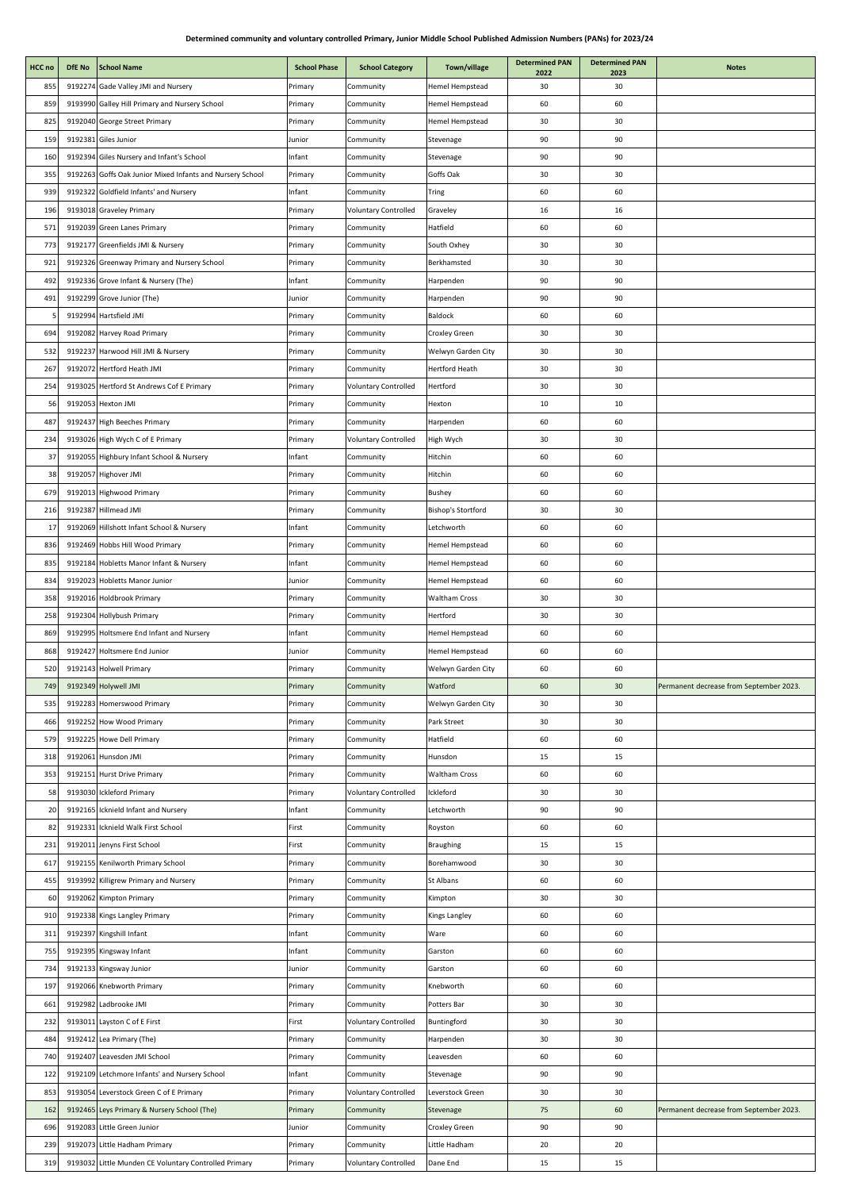**Determined community and voluntary controlled Primary, Junior Middle School Published Admission Numbers (PANs) for 2023/24**

| HCC no | DfE No | School Name | School Phase | School Category | Town/village | Determined PAN 2022 | Determined PAN 2023 | Notes |
|---|---|---|---|---|---|---|---|---|
| 855 | 9192274 | Gade Valley JMI and Nursery | Primary | Community | Hemel Hempstead | 30 | 30 | |
| 859 | 9193990 | Galley Hill Primary and Nursery School | Primary | Community | Hemel Hempstead | 60 | 60 | |
| 825 | 9192040 | George Street Primary | Primary | Community | Hemel Hempstead | 30 | 30 | |
| 159 | 9192381 | Giles Junior | Junior | Community | Stevenage | 90 | 90 | |
| 160 | 9192394 | Giles Nursery and Infant's School | Infant | Community | Stevenage | 90 | 90 | |
| 355 | 9192263 | Goffs Oak Junior Mixed Infants and Nursery School | Primary | Community | Goffs Oak | 30 | 30 | |
| 939 | 9192322 | Goldfield Infants' and Nursery | Infant | Community | Tring | 60 | 60 | |
| 196 | 9193018 | Graveley Primary | Primary | Voluntary Controlled | Graveley | 16 | 16 | |
| 571 | 9192039 | Green Lanes Primary | Primary | Community | Hatfield | 60 | 60 | |
| 773 | 9192177 | Greenfields JMI & Nursery | Primary | Community | South Oxhey | 30 | 30 | |
| 921 | 9192326 | Greenway Primary and Nursery School | Primary | Community | Berkhamsted | 30 | 30 | |
| 492 | 9192336 | Grove Infant & Nursery (The) | Infant | Community | Harpenden | 90 | 90 | |
| 491 | 9192299 | Grove Junior (The) | Junior | Community | Harpenden | 90 | 90 | |
| 5 | 9192994 | Hartsfield JMI | Primary | Community | Baldock | 60 | 60 | |
| 694 | 9192082 | Harvey Road Primary | Primary | Community | Croxley Green | 30 | 30 | |
| 532 | 9192237 | Harwood Hill JMI & Nursery | Primary | Community | Welwyn Garden City | 30 | 30 | |
| 267 | 9192072 | Hertford Heath JMI | Primary | Community | Hertford Heath | 30 | 30 | |
| 254 | 9193025 | Hertford St Andrews Cof E Primary | Primary | Voluntary Controlled | Hertford | 30 | 30 | |
| 56 | 9192053 | Hexton JMI | Primary | Community | Hexton | 10 | 10 | |
| 487 | 9192437 | High Beeches Primary | Primary | Community | Harpenden | 60 | 60 | |
| 234 | 9193026 | High Wych C of E Primary | Primary | Voluntary Controlled | High Wych | 30 | 30 | |
| 37 | 9192055 | Highbury Infant School & Nursery | Infant | Community | Hitchin | 60 | 60 | |
| 38 | 9192057 | Highover JMI | Primary | Community | Hitchin | 60 | 60 | |
| 679 | 9192013 | Highwood Primary | Primary | Community | Bushey | 60 | 60 | |
| 216 | 9192387 | Hillmead JMI | Primary | Community | Bishop's Stortford | 30 | 30 | |
| 17 | 9192069 | Hillshott Infant School & Nursery | Infant | Community | Letchworth | 60 | 60 | |
| 836 | 9192469 | Hobbs Hill Wood Primary | Primary | Community | Hemel Hempstead | 60 | 60 | |
| 835 | 9192184 | Hobletts Manor Infant & Nursery | Infant | Community | Hemel Hempstead | 60 | 60 | |
| 834 | 9192023 | Hobletts Manor Junior | Junior | Community | Hemel Hempstead | 60 | 60 | |
| 358 | 9192016 | Holdbrook Primary | Primary | Community | Waltham Cross | 30 | 30 | |
| 258 | 9192304 | Hollybush Primary | Primary | Community | Hertford | 30 | 30 | |
| 869 | 9192995 | Holtsmere End Infant and Nursery | Infant | Community | Hemel Hempstead | 60 | 60 | |
| 868 | 9192427 | Holtsmere End Junior | Junior | Community | Hemel Hempstead | 60 | 60 | |
| 520 | 9192143 | Holwell Primary | Primary | Community | Welwyn Garden City | 60 | 60 | |
| 749 | 9192349 | Holywell JMI | Primary | Community | Watford | 60 | 30 | Permanent decrease from September 2023. |
| 535 | 9192283 | Homerswood Primary | Primary | Community | Welwyn Garden City | 30 | 30 | |
| 466 | 9192252 | How Wood Primary | Primary | Community | Park Street | 30 | 30 | |
| 579 | 9192225 | Howe Dell Primary | Primary | Community | Hatfield | 60 | 60 | |
| 318 | 9192061 | Hunsdon JMI | Primary | Community | Hunsdon | 15 | 15 | |
| 353 | 9192151 | Hurst Drive Primary | Primary | Community | Waltham Cross | 60 | 60 | |
| 58 | 9193030 | Ickleford Primary | Primary | Voluntary Controlled | Ickleford | 30 | 30 | |
| 20 | 9192165 | Icknield Infant and Nursery | Infant | Community | Letchworth | 90 | 90 | |
| 82 | 9192331 | Icknield Walk First School | First | Community | Royston | 60 | 60 | |
| 231 | 9192011 | Jenyns First School | First | Community | Braughing | 15 | 15 | |
| 617 | 9192155 | Kenilworth Primary School | Primary | Community | Borehamwood | 30 | 30 | |
| 455 | 9193992 | Killigrew Primary and Nursery | Primary | Community | St Albans | 60 | 60 | |
| 60 | 9192062 | Kimpton Primary | Primary | Community | Kimpton | 30 | 30 | |
| 910 | 9192338 | Kings Langley Primary | Primary | Community | Kings Langley | 60 | 60 | |
| 311 | 9192397 | Kingshill Infant | Infant | Community | Ware | 60 | 60 | |
| 755 | 9192395 | Kingsway Infant | Infant | Community | Garston | 60 | 60 | |
| 734 | 9192133 | Kingsway Junior | Junior | Community | Garston | 60 | 60 | |
| 197 | 9192066 | Knebworth Primary | Primary | Community | Knebworth | 60 | 60 | |
| 661 | 9192982 | Ladbrooke JMI | Primary | Community | Potters Bar | 30 | 30 | |
| 232 | 9193011 | Layston C of E First | First | Voluntary Controlled | Buntingford | 30 | 30 | |
| 484 | 9192412 | Lea Primary (The) | Primary | Community | Harpenden | 30 | 30 | |
| 740 | 9192407 | Leavesden JMI School | Primary | Community | Leavesden | 60 | 60 | |
| 122 | 9192109 | Letchmore Infants' and Nursery School | Infant | Community | Stevenage | 90 | 90 | |
| 853 | 9193054 | Leverstock Green C of E Primary | Primary | Voluntary Controlled | Leverstock Green | 30 | 30 | |
| 162 | 9192465 | Leys Primary & Nursery School (The) | Primary | Community | Stevenage | 75 | 60 | Permanent decrease from September 2023. |
| 696 | 9192083 | Little Green Junior | Junior | Community | Croxley Green | 90 | 90 | |
| 239 | 9192073 | Little Hadham Primary | Primary | Community | Little Hadham | 20 | 20 | |
| 319 | 9193032 | Little Munden CE Voluntary Controlled Primary | Primary | Voluntary Controlled | Dane End | 15 | 15 | |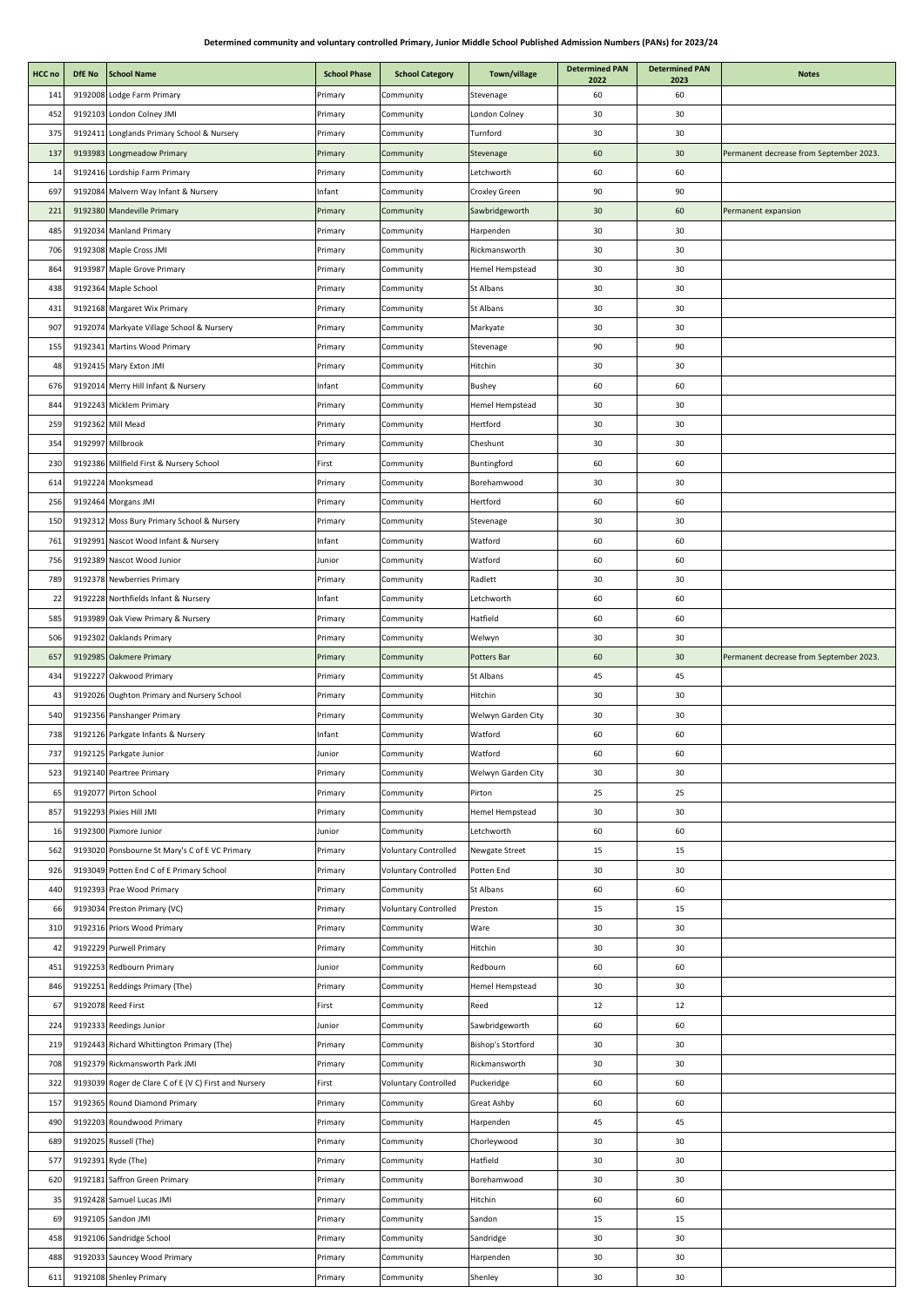**Determined community and voluntary controlled Primary, Junior Middle School Published Admission Numbers (PANs) for 2023/24**

| HCC no | DfE No | School Name | School Phase | School Category | Town/village | Determined PAN 2022 | Determined PAN 2023 | Notes |
|---|---|---|---|---|---|---|---|---|
| 141 | 9192008 | Lodge Farm Primary | Primary | Community | Stevenage | 60 | 60 | |
| 452 | 9192103 | London Colney JMI | Primary | Community | London Colney | 30 | 30 | |
| 375 | 9192411 | Longlands Primary School & Nursery | Primary | Community | Turnford | 30 | 30 | |
| 137 | 9193983 | Longmeadow Primary | Primary | Community | Stevenage | 60 | 30 | Permanent decrease from September 2023. |
| 14 | 9192416 | Lordship Farm Primary | Primary | Community | Letchworth | 60 | 60 | |
| 697 | 9192084 | Malvern Way Infant & Nursery | Infant | Community | Croxley Green | 90 | 90 | |
| 221 | 9192380 | Mandeville Primary | Primary | Community | Sawbridgeworth | 30 | 60 | Permanent expansion |
| 485 | 9192034 | Manland Primary | Primary | Community | Harpenden | 30 | 30 | |
| 706 | 9192308 | Maple Cross JMI | Primary | Community | Rickmansworth | 30 | 30 | |
| 864 | 9193987 | Maple Grove Primary | Primary | Community | Hemel Hempstead | 30 | 30 | |
| 438 | 9192364 | Maple School | Primary | Community | St Albans | 30 | 30 | |
| 431 | 9192168 | Margaret Wix Primary | Primary | Community | St Albans | 30 | 30 | |
| 907 | 9192074 | Markyate Village School & Nursery | Primary | Community | Markyate | 30 | 30 | |
| 155 | 9192341 | Martins Wood Primary | Primary | Community | Stevenage | 90 | 90 | |
| 48 | 9192415 | Mary Exton JMI | Primary | Community | Hitchin | 30 | 30 | |
| 676 | 9192014 | Merry Hill Infant & Nursery | Infant | Community | Bushey | 60 | 60 | |
| 844 | 9192243 | Micklem Primary | Primary | Community | Hemel Hempstead | 30 | 30 | |
| 259 | 9192362 | Mill Mead | Primary | Community | Hertford | 30 | 30 | |
| 354 | 9192997 | Millbrook | Primary | Community | Cheshunt | 30 | 30 | |
| 230 | 9192386 | Millfield First & Nursery School | First | Community | Buntingford | 60 | 60 | |
| 614 | 9192224 | Monksmead | Primary | Community | Borehamwood | 30 | 30 | |
| 256 | 9192464 | Morgans JMI | Primary | Community | Hertford | 60 | 60 | |
| 150 | 9192312 | Moss Bury Primary School & Nursery | Primary | Community | Stevenage | 30 | 30 | |
| 761 | 9192991 | Nascot Wood Infant & Nursery | Infant | Community | Watford | 60 | 60 | |
| 756 | 9192389 | Nascot Wood Junior | Junior | Community | Watford | 60 | 60 | |
| 789 | 9192378 | Newberries Primary | Primary | Community | Radlett | 30 | 30 | |
| 22 | 9192228 | Northfields Infant & Nursery | Infant | Community | Letchworth | 60 | 60 | |
| 585 | 9193989 | Oak View Primary & Nursery | Primary | Community | Hatfield | 60 | 60 | |
| 506 | 9192302 | Oaklands Primary | Primary | Community | Welwyn | 30 | 30 | |
| 657 | 9192985 | Oakmere Primary | Primary | Community | Potters Bar | 60 | 30 | Permanent decrease from September 2023. |
| 434 | 9192227 | Oakwood Primary | Primary | Community | St Albans | 45 | 45 | |
| 43 | 9192026 | Oughton Primary and Nursery School | Primary | Community | Hitchin | 30 | 30 | |
| 540 | 9192356 | Panshanger Primary | Primary | Community | Welwyn Garden City | 30 | 30 | |
| 738 | 9192126 | Parkgate Infants & Nursery | Infant | Community | Watford | 60 | 60 | |
| 737 | 9192125 | Parkgate Junior | Junior | Community | Watford | 60 | 60 | |
| 523 | 9192140 | Peartree Primary | Primary | Community | Welwyn Garden City | 30 | 30 | |
| 65 | 9192077 | Pirton School | Primary | Community | Pirton | 25 | 25 | |
| 857 | 9192293 | Pixies Hill JMI | Primary | Community | Hemel Hempstead | 30 | 30 | |
| 16 | 9192300 | Pixmore Junior | Junior | Community | Letchworth | 60 | 60 | |
| 562 | 9193020 | Ponsbourne St Mary's C of E VC Primary | Primary | Voluntary Controlled | Newgate Street | 15 | 15 | |
| 926 | 9193049 | Potten End C of E Primary School | Primary | Voluntary Controlled | Potten End | 30 | 30 | |
| 440 | 9192393 | Prae Wood Primary | Primary | Community | St Albans | 60 | 60 | |
| 66 | 9193034 | Preston Primary (VC) | Primary | Voluntary Controlled | Preston | 15 | 15 | |
| 310 | 9192316 | Priors Wood Primary | Primary | Community | Ware | 30 | 30 | |
| 42 | 9192229 | Purwell Primary | Primary | Community | Hitchin | 30 | 30 | |
| 451 | 9192253 | Redbourn Primary | Junior | Community | Redbourn | 60 | 60 | |
| 846 | 9192251 | Reddings Primary (The) | Primary | Community | Hemel Hempstead | 30 | 30 | |
| 67 | 9192078 | Reed First | First | Community | Reed | 12 | 12 | |
| 224 | 9192333 | Reedings Junior | Junior | Community | Sawbridgeworth | 60 | 60 | |
| 219 | 9192443 | Richard Whittington Primary (The) | Primary | Community | Bishop's Stortford | 30 | 30 | |
| 708 | 9192379 | Rickmansworth Park JMI | Primary | Community | Rickmansworth | 30 | 30 | |
| 322 | 9193039 | Roger de Clare C of E (V C) First and Nursery | First | Voluntary Controlled | Puckeridge | 60 | 60 | |
| 157 | 9192365 | Round Diamond Primary | Primary | Community | Great Ashby | 60 | 60 | |
| 490 | 9192203 | Roundwood Primary | Primary | Community | Harpenden | 45 | 45 | |
| 689 | 9192025 | Russell (The) | Primary | Community | Chorleywood | 30 | 30 | |
| 577 | 9192391 | Ryde (The) | Primary | Community | Hatfield | 30 | 30 | |
| 620 | 9192181 | Saffron Green Primary | Primary | Community | Borehamwood | 30 | 30 | |
| 35 | 9192428 | Samuel Lucas JMI | Primary | Community | Hitchin | 60 | 60 | |
| 69 | 9192105 | Sandon JMI | Primary | Community | Sandon | 15 | 15 | |
| 458 | 9192106 | Sandridge School | Primary | Community | Sandridge | 30 | 30 | |
| 488 | 9192033 | Sauncey Wood Primary | Primary | Community | Harpenden | 30 | 30 | |
| 611 | 9192108 | Shenley Primary | Primary | Community | Shenley | 30 | 30 | |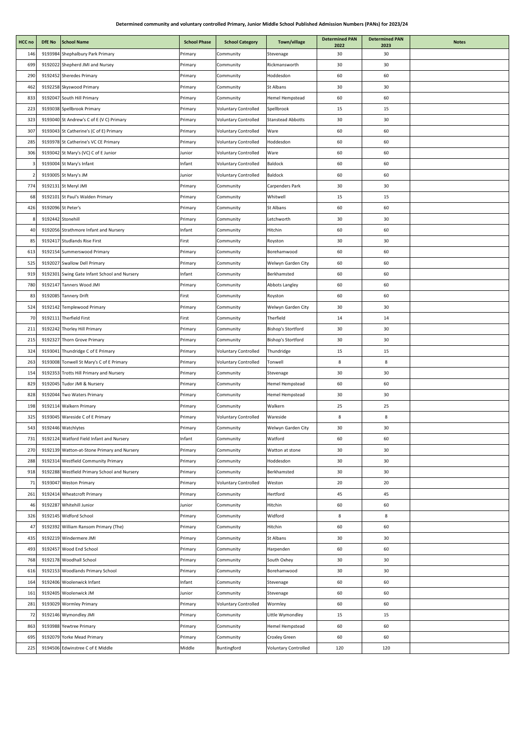**Determined community and voluntary controlled Primary, Junior Middle School Published Admission Numbers (PANs) for 2023/24**

| HCC no | DfE No | School Name | School Phase | School Category | Town/village | Determined PAN 2022 | Determined PAN 2023 | Notes |
|---|---|---|---|---|---|---|---|---|
| 146 | 9193984 | Shephalbury Park Primary | Primary | Community | Stevenage | 30 | 30 | |
| 699 | 9192022 | Shepherd JMI and Nursey | Primary | Community | Rickmansworth | 30 | 30 | |
| 290 | 9192452 | Sheredes Primary | Primary | Community | Hoddesdon | 60 | 60 | |
| 462 | 9192258 | Skyswood Primary | Primary | Community | St Albans | 30 | 30 | |
| 833 | 9192047 | South Hill Primary | Primary | Community | Hemel Hempstead | 60 | 60 | |
| 223 | 9193038 | Spellbrook Primary | Primary | Voluntary Controlled | Spellbrook | 15 | 15 | |
| 323 | 9193040 | St Andrew's C of E (V C) Primary | Primary | Voluntary Controlled | Stanstead Abbotts | 30 | 30 | |
| 307 | 9193043 | St Catherine's (C of E) Primary | Primary | Voluntary Controlled | Ware | 60 | 60 | |
| 285 | 9193978 | St Catherine's VC CE Primary | Primary | Voluntary Controlled | Hoddesdon | 60 | 60 | |
| 306 | 9193042 | St Mary's (VC) C of E Junior | Junior | Voluntary Controlled | Ware | 60 | 60 | |
| 3 | 9193004 | St Mary's Infant | Infant | Voluntary Controlled | Baldock | 60 | 60 | |
| 2 | 9193005 | St Mary's JM | Junior | Voluntary Controlled | Baldock | 60 | 60 | |
| 774 | 9192131 | St Meryl JMI | Primary | Community | Carpenders Park | 30 | 30 | |
| 68 | 9192101 | St Paul's Walden Primary | Primary | Community | Whitwell | 15 | 15 | |
| 426 | 9192096 | St Peter's | Primary | Community | St Albans | 60 | 60 | |
| 8 | 9192442 | Stonehill | Primary | Community | Letchworth | 30 | 30 | |
| 40 | 9192056 | Strathmore Infant and Nursery | Infant | Community | Hitchin | 60 | 60 | |
| 85 | 9192417 | Studlands Rise First | First | Community | Royston | 30 | 30 | |
| 613 | 9192154 | Summerswood Primary | Primary | Community | Borehamwood | 60 | 60 | |
| 525 | 9192027 | Swallow Dell Primary | Primary | Community | Welwyn Garden City | 60 | 60 | |
| 919 | 9192301 | Swing Gate Infant School and Nursery | Infant | Community | Berkhamsted | 60 | 60 | |
| 780 | 9192147 | Tanners Wood JMI | Primary | Community | Abbots Langley | 60 | 60 | |
| 83 | 9192085 | Tannery Drift | First | Community | Royston | 60 | 60 | |
| 524 | 9192142 | Templewood Primary | Primary | Community | Welwyn Garden City | 30 | 30 | |
| 70 | 9192111 | Therfield First | First | Community | Therfield | 14 | 14 | |
| 211 | 9192242 | Thorley Hill Primary | Primary | Community | Bishop's Stortford | 30 | 30 | |
| 215 | 9192327 | Thorn Grove Primary | Primary | Community | Bishop's Stortford | 30 | 30 | |
| 324 | 9193041 | Thundridge C of E Primary | Primary | Voluntary Controlled | Thundridge | 15 | 15 | |
| 263 | 9193008 | Tonwell St Mary's C of E Primary | Primary | Voluntary Controlled | Tonwell | 8 | 8 | |
| 154 | 9192353 | Trotts Hill Primary and Nursery | Primary | Community | Stevenage | 30 | 30 | |
| 829 | 9192045 | Tudor JMI & Nursery | Primary | Community | Hemel Hempstead | 60 | 60 | |
| 828 | 9192044 | Two Waters Primary | Primary | Community | Hemel Hempstead | 30 | 30 | |
| 198 | 9192114 | Walkern Primary | Primary | Community | Walkern | 25 | 25 | |
| 325 | 9193045 | Wareside C of E Primary | Primary | Voluntary Controlled | Wareside | 8 | 8 | |
| 543 | 9192446 | Watchlytes | Primary | Community | Welwyn Garden City | 30 | 30 | |
| 731 | 9192124 | Watford Field Infant and Nursery | Infant | Community | Watford | 60 | 60 | |
| 270 | 9192139 | Watton-at-Stone Primary and Nursery | Primary | Community | Watton at stone | 30 | 30 | |
| 288 | 9192314 | Westfield Community Primary | Primary | Community | Hoddesdon | 30 | 30 | |
| 918 | 9192288 | Westfield Primary School and Nursery | Primary | Community | Berkhamsted | 30 | 30 | |
| 71 | 9193047 | Weston Primary | Primary | Voluntary Controlled | Weston | 20 | 20 | |
| 261 | 9192414 | Wheatcroft Primary | Primary | Community | Hertford | 45 | 45 | |
| 46 | 9192287 | Whitehill Junior | Junior | Community | Hitchin | 60 | 60 | |
| 326 | 9192145 | Widford School | Primary | Community | Widford | 8 | 8 | |
| 47 | 9192392 | William Ransom Primary (The) | Primary | Community | Hitchin | 60 | 60 | |
| 435 | 9192219 | Windermere JMI | Primary | Community | St Albans | 30 | 30 | |
| 493 | 9192457 | Wood End School | Primary | Community | Harpenden | 60 | 60 | |
| 768 | 9192178 | Woodhall School | Primary | Community | South Oxhey | 30 | 30 | |
| 616 | 9192153 | Woodlands Primary School | Primary | Community | Borehamwood | 30 | 30 | |
| 164 | 9192406 | Woolenwick Infant | Infant | Community | Stevenage | 60 | 60 | |
| 161 | 9192405 | Woolenwick JM | Junior | Community | Stevenage | 60 | 60 | |
| 281 | 9193029 | Wormley Primary | Primary | Voluntary Controlled | Wormley | 60 | 60 | |
| 72 | 9192146 | Wymondley JMI | Primary | Community | Little Wymondley | 15 | 15 | |
| 863 | 9193988 | Yewtree Primary | Primary | Community | Hemel Hempstead | 60 | 60 | |
| 695 | 9192079 | Yorke Mead Primary | Primary | Community | Croxley Green | 60 | 60 | |
| 225 | 9194506 | Edwinstree C of E Middle | Middle | Buntingford | Voluntary Controlled | 120 | 120 | |